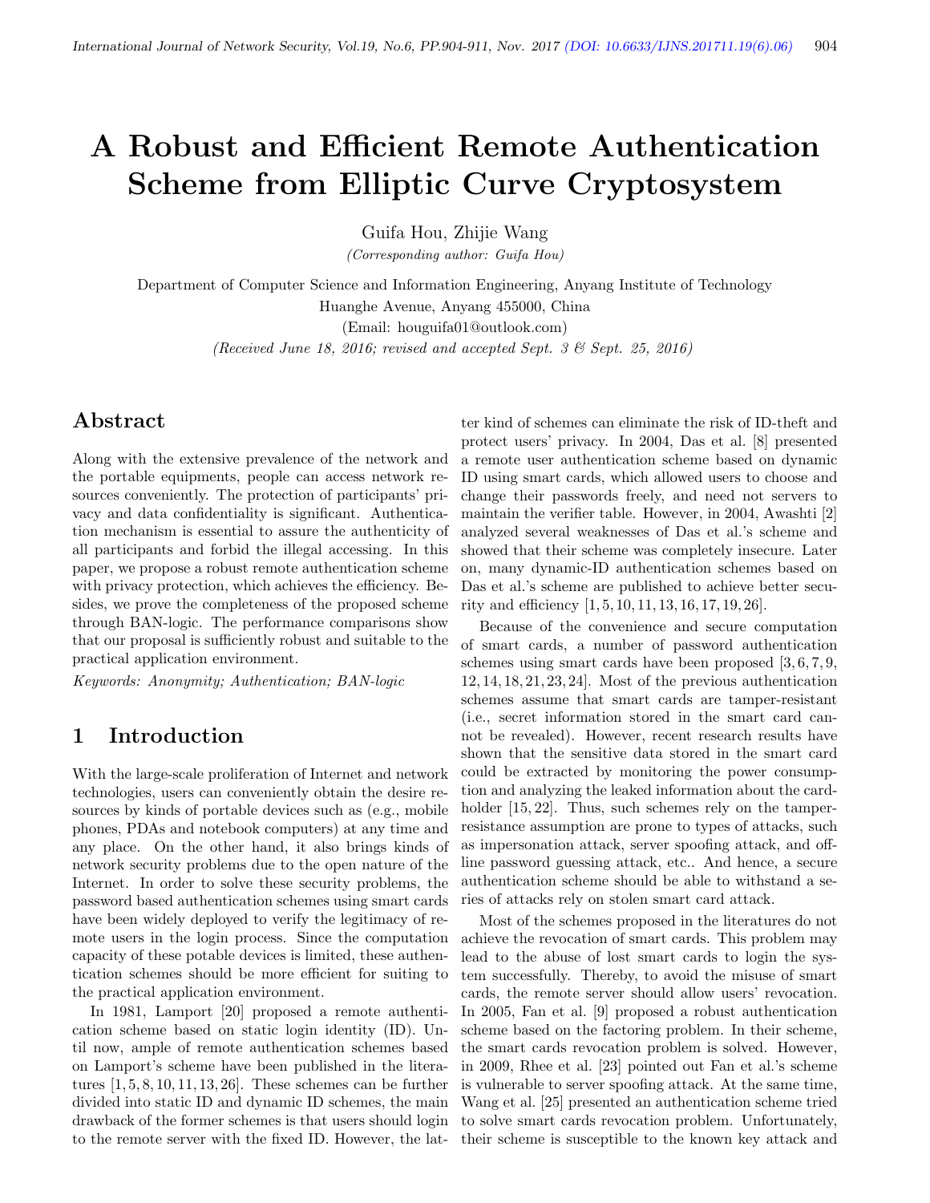# A Robust and Efficient Remote Authentication Scheme from Elliptic Curve Cryptosystem

Guifa Hou, Zhijie Wang

*(Corresponding author: Guifa Hou)*

Department of Computer Science and Information Engineering, Anyang Institute of Technology

Huanghe Avenue, Anyang 455000, China

(Email: houguifa01@outlook.com)

*(Received June 18, 2016; revised and accepted Sept. 3 & Sept. 25, 2016)*

## Abstract

Along with the extensive prevalence of the network and the portable equipments, people can access network resources conveniently. The protection of participants' privacy and data confidentiality is significant. Authentication mechanism is essential to assure the authenticity of all participants and forbid the illegal accessing. In this paper, we propose a robust remote authentication scheme with privacy protection, which achieves the efficiency. Besides, we prove the completeness of the proposed scheme through BAN-logic. The performance comparisons show that our proposal is sufficiently robust and suitable to the practical application environment.

*Keywords: Anonymity; Authentication; BAN-logic*

## 1 Introduction

With the large-scale proliferation of Internet and network technologies, users can conveniently obtain the desire resources by kinds of portable devices such as (e.g., mobile phones, PDAs and notebook computers) at any time and any place. On the other hand, it also brings kinds of network security problems due to the open nature of the Internet. In order to solve these security problems, the password based authentication schemes using smart cards have been widely deployed to verify the legitimacy of remote users in the login process. Since the computation capacity of these potable devices is limited, these authentication schemes should be more efficient for suiting to the practical application environment.

In 1981, Lamport [20] proposed a remote authentication scheme based on static login identity (ID). Until now, ample of remote authentication schemes based on Lamport's scheme have been published in the literatures [1, 5, 8, 10, 11, 13, 26]. These schemes can be further divided into static ID and dynamic ID schemes, the main drawback of the former schemes is that users should login to the remote server with the fixed ID. However, the latter kind of schemes can eliminate the risk of ID-theft and protect users' privacy. In 2004, Das et al. [8] presented a remote user authentication scheme based on dynamic ID using smart cards, which allowed users to choose and change their passwords freely, and need not servers to maintain the verifier table. However, in 2004, Awashti [2] analyzed several weaknesses of Das et al.'s scheme and showed that their scheme was completely insecure. Later on, many dynamic-ID authentication schemes based on Das et al.'s scheme are published to achieve better security and efficiency [1, 5, 10, 11, 13, 16, 17, 19, 26].

Because of the convenience and secure computation of smart cards, a number of password authentication schemes using smart cards have been proposed [3, 6, 7, 9, 12, 14, 18, 21, 23, 24]. Most of the previous authentication schemes assume that smart cards are tamper-resistant (i.e., secret information stored in the smart card cannot be revealed). However, recent research results have shown that the sensitive data stored in the smart card could be extracted by monitoring the power consumption and analyzing the leaked information about the cardholder [15, 22]. Thus, such schemes rely on the tamper-resistance assumption are prone to types of attacks, such as impersonation attack, server spoofing attack, and off-line password guessing attack, etc.. And hence, a secure authentication scheme should be able to withstand a series of attacks rely on stolen smart card attack.

Most of the schemes proposed in the literatures do not achieve the revocation of smart cards. This problem may lead to the abuse of lost smart cards to login the system successfully. Thereby, to avoid the misuse of smart cards, the remote server should allow users' revocation. In 2005, Fan et al. [9] proposed a robust authentication scheme based on the factoring problem. In their scheme, the smart cards revocation problem is solved. However, in 2009, Rhee et al. [23] pointed out Fan et al.'s scheme is vulnerable to server spoofing attack. At the same time, Wang et al. [25] presented an authentication scheme tried to solve smart cards revocation problem. Unfortunately, their scheme is susceptible to the known key attack and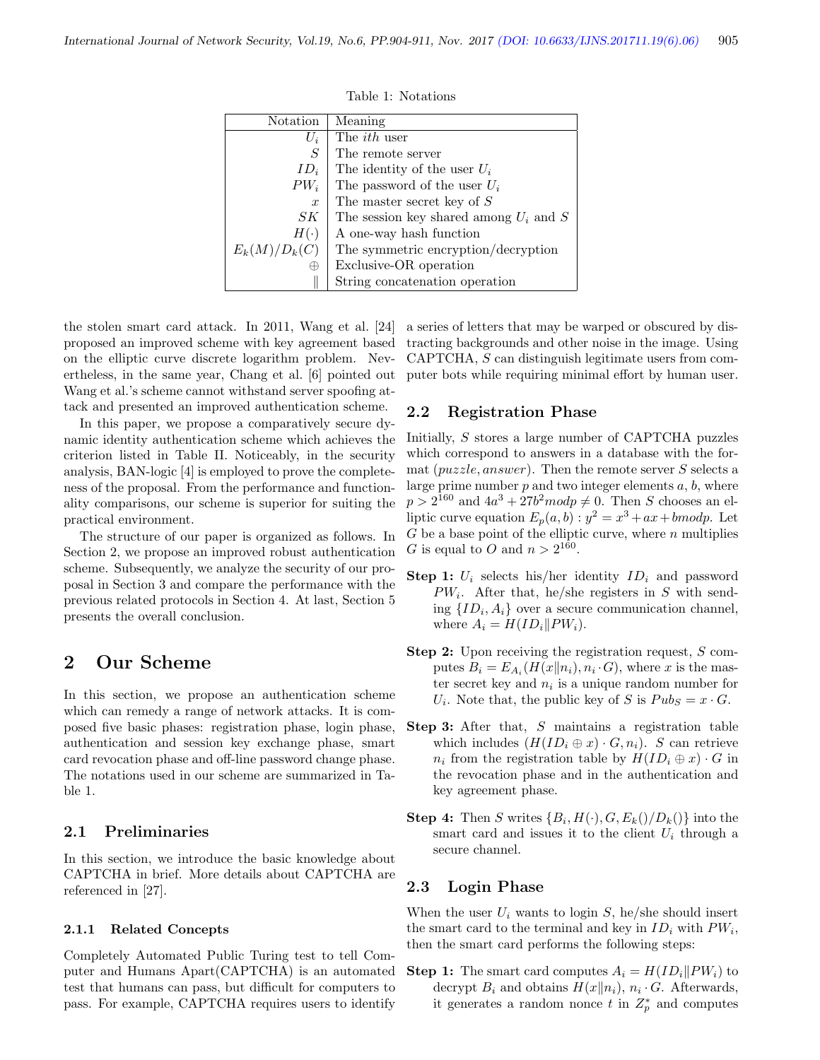Table 1: Notations

| Notation | Meaning |
| --- | --- |
| $U_i$ | The *ith* user |
| $S$ | The remote server |
| $ID_i$ | The identity of the user $U_i$ |
| $PW_i$ | The password of the user $U_i$ |
| $x$ | The master secret key of $S$ |
| $SK$ | The session key shared among $U_i$ and $S$ |
| $H(\cdot)$ | A one-way hash function |
| $E_k(M)/D_k(C)$ | The symmetric encryption/decryption |
| $\oplus$ | Exclusive-OR operation |
| $\|$ | String concatenation operation |

the stolen smart card attack. In 2011, Wang et al. [24] proposed an improved scheme with key agreement based on the elliptic curve discrete logarithm problem. Nevertheless, in the same year, Chang et al. [6] pointed out Wang et al.'s scheme cannot withstand server spoofing attack and presented an improved authentication scheme.

In this paper, we propose a comparatively secure dynamic identity authentication scheme which achieves the criterion listed in Table II. Noticeably, in the security analysis, BAN-logic [4] is employed to prove the completeness of the proposal. From the performance and functionality comparisons, our scheme is superior for suiting the practical environment.

The structure of our paper is organized as follows. In Section 2, we propose an improved robust authentication scheme. Subsequently, we analyze the security of our proposal in Section 3 and compare the performance with the previous related protocols in Section 4. At last, Section 5 presents the overall conclusion.

# 2 Our Scheme

In this section, we propose an authentication scheme which can remedy a range of network attacks. It is composed five basic phases: registration phase, login phase, authentication and session key exchange phase, smart card revocation phase and off-line password change phase. The notations used in our scheme are summarized in Table 1.

## 2.1 Preliminaries

In this section, we introduce the basic knowledge about CAPTCHA in brief. More details about CAPTCHA are referenced in [27].

### 2.1.1 Related Concepts

Completely Automated Public Turing test to tell Computer and Humans Apart(CAPTCHA) is an automated test that humans can pass, but difficult for computers to pass. For example, CAPTCHA requires users to identify a series of letters that may be warped or obscured by distracting backgrounds and other noise in the image. Using CAPTCHA, $S$ can distinguish legitimate users from computer bots while requiring minimal effort by human user.

## 2.2 Registration Phase

Initially, $S$ stores a large number of CAPTCHA puzzles which correspond to answers in a database with the format $(puzzle, answer)$. Then the remote server $S$ selects a large prime number $p$ and two integer elements $a$, $b$, where $p > 2^{160}$ and $4a^3 + 27b^2 mod p \neq 0$. Then $S$ chooses an elliptic curve equation $E_p(a, b) : y^2 = x^3 + ax + b mod p$. Let $G$ be a base point of the elliptic curve, where $n$ multiplies $G$ is equal to $O$ and $n > 2^{160}$.

**Step 1:** $U_i$ selects his/her identity $ID_i$ and password $PW_i$. After that, he/she registers in $S$ with sending $\{ID_i, A_i\}$ over a secure communication channel, where $A_i = H(ID_i \| PW_i)$.

**Step 2:** Upon receiving the registration request, $S$ computes $B_i = E_{A_i}(H(x \| n_i), n_i \cdot G)$, where $x$ is the master secret key and $n_i$ is a unique random number for $U_i$. Note that, the public key of $S$ is $Pub_S = x \cdot G$.

**Step 3:** After that, $S$ maintains a registration table which includes $(H(ID_i \oplus x) \cdot G, n_i)$. $S$ can retrieve $n_i$ from the registration table by $H(ID_i \oplus x) \cdot G$ in the revocation phase and in the authentication and key agreement phase.

**Step 4:** Then $S$ writes $\{B_i, H(\cdot), G, E_k()/D_k()\}$ into the smart card and issues it to the client $U_i$ through a secure channel.

## 2.3 Login Phase

When the user $U_i$ wants to login $S$, he/she should insert the smart card to the terminal and key in $ID_i$ with $PW_i$, then the smart card performs the following steps:

**Step 1:** The smart card computes $A_i = H(ID_i \| PW_i)$ to decrypt $B_i$ and obtains $H(x \| n_i)$, $n_i \cdot G$. Afterwards, it generates a random nonce $t$ in $Z_p^*$ and computes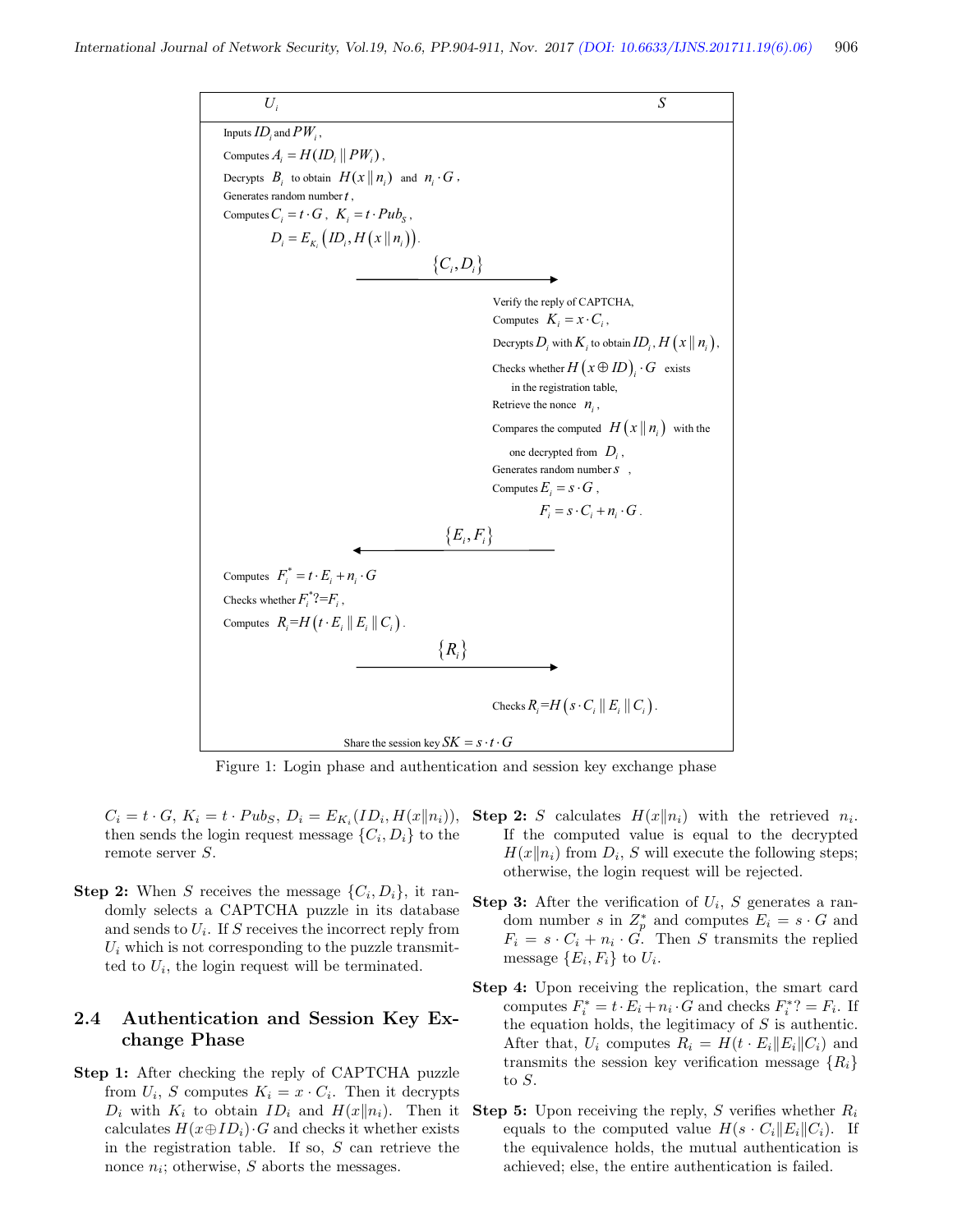| $U_i$ | | $S$ |
|---|---|---|
| Inputs $ID_i$ and $PW_i$, | | |
| Computes $A_i = H(ID_i \| PW_i)$, | | |
| Decrypts $B_i$ to obtain $H(x \| n_i)$ and $n_i \cdot G$, | | |
| Generates random number $t$, | | |
| Computes $C_i = t \cdot G$, $K_i = t \cdot Pub_S$, | | |
| $D_i = E_{K_i}(ID_i, H(x \| n_i))$. | | |
| | $\{C_i, D_i\}$ → | |
| | | Verify the reply of CAPTCHA, |
| | | Computes $K_i = x \cdot C_i$, |
| | | Decrypts $D_i$ with $K_i$ to obtain $ID_i, H(x \| n_i)$, |
| | | Checks whether $H(x \oplus ID)_i \cdot G$ exists in the registration table, |
| | | Retrieve the nonce $n_i$, |
| | | Compares the computed $H(x \| n_i)$ with the one decrypted from $D_i$, |
| | | Generates random number $s$, |
| | | Computes $E_i = s \cdot G$, |
| | | $F_i = s \cdot C_i + n_i \cdot G$. |
| | ← $\{E_i, F_i\}$ | |
| Computes $F_i^* = t \cdot E_i + n_i \cdot G$ | | |
| Checks whether $F_i^* ?= F_i$, | | |
| Computes $R_i = H(t \cdot E_i \| E_i \| C_i)$. | | |
| | $\{R_i\}$ → | |
| | | Checks $R_i = H(s \cdot C_i \| E_i \| C_i)$. |
| | Share the session key $SK = s \cdot t \cdot G$ | |

Figure 1: Login phase and authentication and session key exchange phase

$C_i = t \cdot G$, $K_i = t \cdot Pub_S$, $D_i = E_{K_i}(ID_i, H(x\|n_i))$, then sends the login request message $\{C_i, D_i\}$ to the remote server $S$.

**Step 2:** When $S$ receives the message $\{C_i, D_i\}$, it randomly selects a CAPTCHA puzzle in its database and sends to $U_i$. If $S$ receives the incorrect reply from $U_i$ which is not corresponding to the puzzle transmitted to $U_i$, the login request will be terminated.

### 2.4 Authentication and Session Key Exchange Phase

**Step 1:** After checking the reply of CAPTCHA puzzle from $U_i$, $S$ computes $K_i = x \cdot C_i$. Then it decrypts $D_i$ with $K_i$ to obtain $ID_i$ and $H(x\|n_i)$. Then it calculates $H(x \oplus ID_i) \cdot G$ and checks it whether exists in the registration table. If so, $S$ can retrieve the nonce $n_i$; otherwise, $S$ aborts the messages.

**Step 2:** $S$ calculates $H(x\|n_i)$ with the retrieved $n_i$. If the computed value is equal to the decrypted $H(x\|n_i)$ from $D_i$, $S$ will execute the following steps; otherwise, the login request will be rejected.

**Step 3:** After the verification of $U_i$, $S$ generates a random number $s$ in $Z_p^*$ and computes $E_i = s \cdot G$ and $F_i = s \cdot C_i + n_i \cdot G$. Then $S$ transmits the replied message $\{E_i, F_i\}$ to $U_i$.

**Step 4:** Upon receiving the replication, the smart card computes $F_i^* = t \cdot E_i + n_i \cdot G$ and checks $F_i^* ?= F_i$. If the equation holds, the legitimacy of $S$ is authentic. After that, $U_i$ computes $R_i = H(t \cdot E_i\|E_i\|C_i)$ and transmits the session key verification message $\{R_i\}$ to $S$.

**Step 5:** Upon receiving the reply, $S$ verifies whether $R_i$ equals to the computed value $H(s \cdot C_i\|E_i\|C_i)$. If the equivalence holds, the mutual authentication is achieved; else, the entire authentication is failed.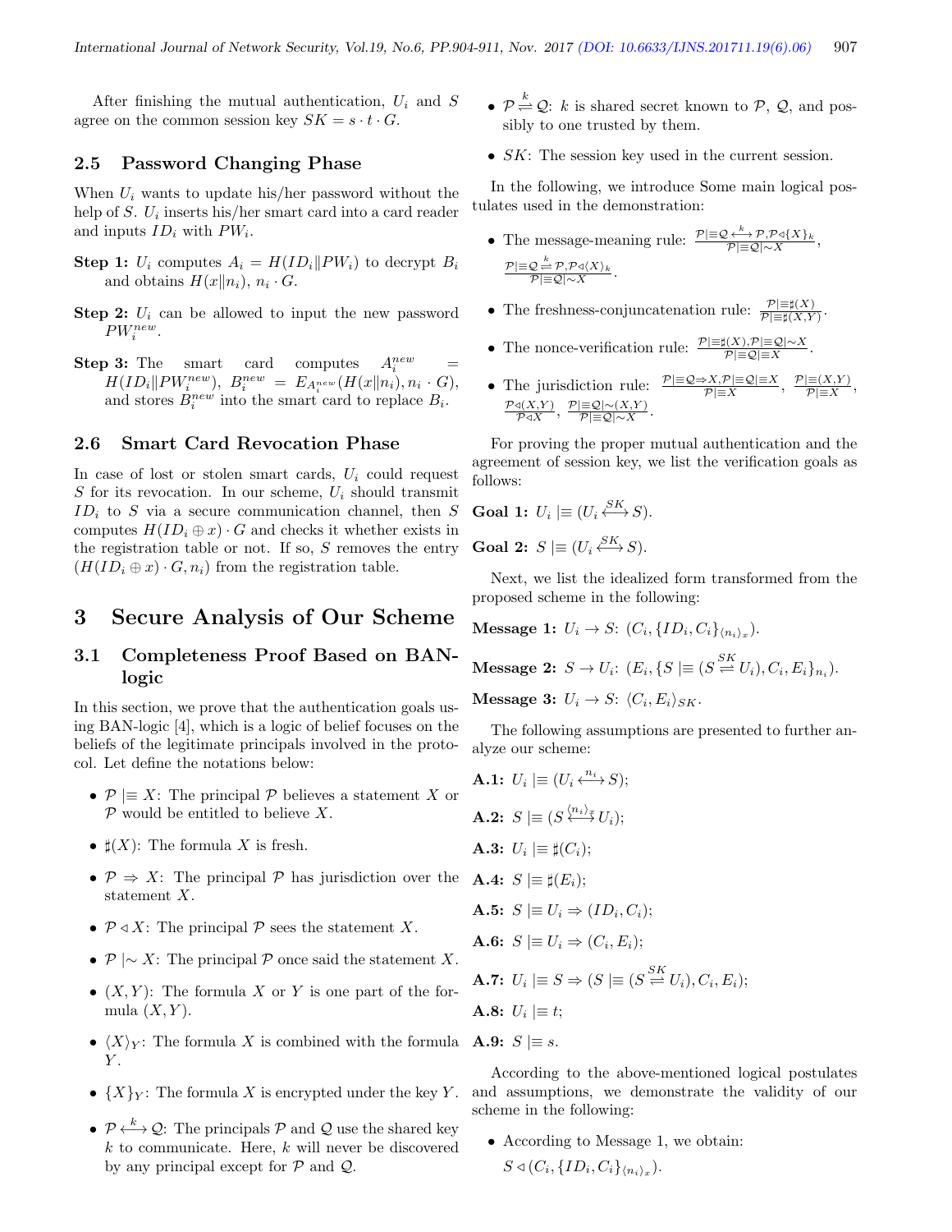After finishing the mutual authentication, $U_i$ and $S$ agree on the common session key $SK = s \cdot t \cdot G$.

### 2.5 Password Changing Phase

When $U_i$ wants to update his/her password without the help of $S$. $U_i$ inserts his/her smart card into a card reader and inputs $ID_i$ with $PW_i$.

**Step 1:** $U_i$ computes $A_i = H(ID_i \| PW_i)$ to decrypt $B_i$ and obtains $H(x\|n_i)$, $n_i \cdot G$.

**Step 2:** $U_i$ can be allowed to input the new password $PW_i^{new}$.

**Step 3:** The smart card computes $A_i^{new} = H(ID_i \| PW_i^{new})$, $B_i^{new} = E_{A_i^{new}}(H(x\|n_i), n_i \cdot G)$, and stores $B_i^{new}$ into the smart card to replace $B_i$.

### 2.6 Smart Card Revocation Phase

In case of lost or stolen smart cards, $U_i$ could request $S$ for its revocation. In our scheme, $U_i$ should transmit $ID_i$ to $S$ via a secure communication channel, then $S$ computes $H(ID_i \oplus x) \cdot G$ and checks it whether exists in the registration table or not. If so, $S$ removes the entry $(H(ID_i \oplus x) \cdot G, n_i)$ from the registration table.

## 3 Secure Analysis of Our Scheme

### 3.1 Completeness Proof Based on BAN-logic

In this section, we prove that the authentication goals using BAN-logic [4], which is a logic of belief focuses on the beliefs of the legitimate principals involved in the protocol. Let define the notations below:

- $\mathcal{P} \mid\equiv X$: The principal $\mathcal{P}$ believes a statement $X$ or $\mathcal{P}$ would be entitled to believe $X$.
- $\sharp(X)$: The formula $X$ is fresh.
- $\mathcal{P} \Rightarrow X$: The principal $\mathcal{P}$ has jurisdiction over the statement $X$.
- $\mathcal{P} \triangleleft X$: The principal $\mathcal{P}$ sees the statement $X$.
- $\mathcal{P} \mid\sim X$: The principal $\mathcal{P}$ once said the statement $X$.
- $(X, Y)$: The formula $X$ or $Y$ is one part of the formula $(X, Y)$.
- $\langle X \rangle_Y$: The formula $X$ is combined with the formula $Y$.
- $\{X\}_Y$: The formula $X$ is encrypted under the key $Y$.
- $\mathcal{P} \stackrel{k}{\longleftrightarrow} \mathcal{Q}$: The principals $\mathcal{P}$ and $\mathcal{Q}$ use the shared key $k$ to communicate. Here, $k$ will never be discovered by any principal except for $\mathcal{P}$ and $\mathcal{Q}$.
- $\mathcal{P} \stackrel{k}{\rightleftharpoons} \mathcal{Q}$: $k$ is shared secret known to $\mathcal{P}$, $\mathcal{Q}$, and possibly to one trusted by them.
- $SK$: The session key used in the current session.

In the following, we introduce Some main logical postulates used in the demonstration:

- The message-meaning rule: $\frac{\mathcal{P}\mid\equiv \mathcal{Q} \stackrel{k}{\longleftrightarrow} \mathcal{P}, \mathcal{P} \triangleleft \{X\}_k}{\mathcal{P} \mid\equiv \mathcal{Q} \mid\sim X}$, $\frac{\mathcal{P}\mid\equiv \mathcal{Q} \stackrel{k}{\rightleftharpoons} \mathcal{P}, \mathcal{P} \triangleleft \langle X\rangle_k}{\mathcal{P} \mid\equiv \mathcal{Q} \mid\sim X}$.
- The freshness-conjuncatenation rule: $\frac{\mathcal{P}\mid\equiv \sharp(X)}{\mathcal{P}\mid\equiv \sharp(X,Y)}$.
- The nonce-verification rule: $\frac{\mathcal{P}\mid\equiv \sharp(X), \mathcal{P}\mid\equiv \mathcal{Q} \mid\sim X}{\mathcal{P}\mid\equiv \mathcal{Q}\mid\equiv X}$.
- The jurisdiction rule: $\frac{\mathcal{P}\mid\equiv \mathcal{Q} \Rightarrow X, \mathcal{P}\mid\equiv \mathcal{Q}\mid\equiv X}{\mathcal{P}\mid\equiv X}$, $\frac{\mathcal{P}\mid\equiv (X,Y)}{\mathcal{P}\mid\equiv X}$, $\frac{\mathcal{P}\triangleleft (X,Y)}{\mathcal{P}\triangleleft X}$, $\frac{\mathcal{P}\mid\equiv \mathcal{Q}\mid\sim (X,Y)}{\mathcal{P}\mid\equiv \mathcal{Q}\mid\sim X}$.

For proving the proper mutual authentication and the agreement of session key, we list the verification goals as follows:

**Goal 1:** $U_i \mid\equiv (U_i \stackrel{SK}{\longleftrightarrow} S)$.

**Goal 2:** $S \mid\equiv (U_i \stackrel{SK}{\longleftrightarrow} S)$.

Next, we list the idealized form transformed from the proposed scheme in the following:

**Message 1:** $U_i \rightarrow S$: $(C_i, \{ID_i, C_i\}_{\langle n_i \rangle_x})$.

**Message 2:** $S \rightarrow U_i$: $(E_i, \{S \mid\equiv (S \stackrel{SK}{\rightleftharpoons} U_i), C_i, E_i\}_{n_i})$.

**Message 3:** $U_i \rightarrow S$: $\langle C_i, E_i \rangle_{SK}$.

The following assumptions are presented to further analyze our scheme:

**A.1:** $U_i \mid\equiv (U_i \stackrel{n_i}{\longleftrightarrow} S)$;

**A.2:** $S \mid\equiv (S \stackrel{\langle n_i \rangle_x}{\longleftrightarrow} U_i)$;

**A.3:** $U_i \mid\equiv \sharp(C_i)$;

**A.4:** $S \mid\equiv \sharp(E_i)$;

**A.5:** $S \mid\equiv U_i \Rightarrow (ID_i, C_i)$;

**A.6:** $S \mid\equiv U_i \Rightarrow (C_i, E_i)$;

**A.7:** $U_i \mid\equiv S \Rightarrow (S \mid\equiv (S \stackrel{SK}{\rightleftharpoons} U_i), C_i, E_i)$;

**A.8:** $U_i \mid\equiv t$;

**A.9:** $S \mid\equiv s$.

According to the above-mentioned logical postulates and assumptions, we demonstrate the validity of our scheme in the following:

- According to Message 1, we obtain:
  $S \triangleleft (C_i, \{ID_i, C_i\}_{\langle n_i \rangle_x})$.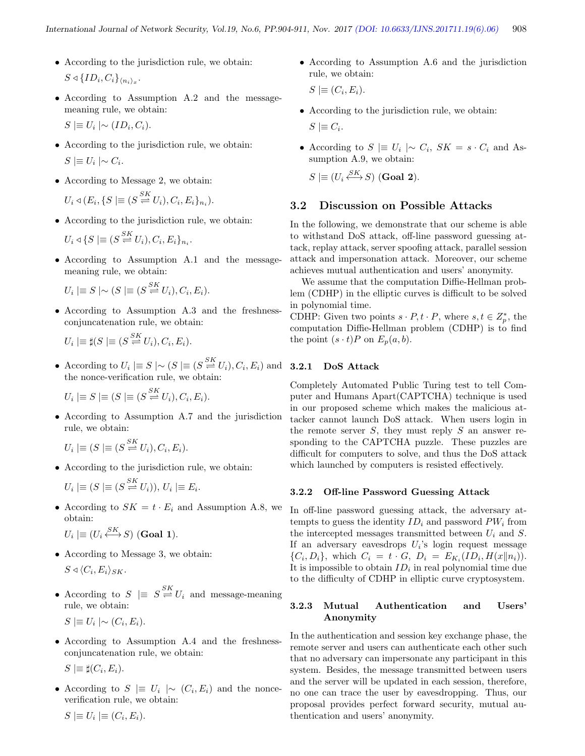- According to the jurisdiction rule, we obtain:

  $S \triangleleft \{ID_i, C_i\}_{\langle n_i \rangle_x}$.

- According to Assumption A.2 and the message-meaning rule, we obtain:

  $S \mid\equiv U_i \mid\sim (ID_i, C_i)$.

- According to the jurisdiction rule, we obtain:

  $S \mid\equiv U_i \mid\sim C_i$.

- According to Message 2, we obtain:

  $U_i \triangleleft (E_i, \{S \mid\equiv (S \overset{SK}{\rightleftharpoons} U_i), C_i, E_i\}_{n_i})$.

- According to the jurisdiction rule, we obtain:

  $U_i \triangleleft \{S \mid\equiv (S \overset{SK}{\rightleftharpoons} U_i), C_i, E_i\}_{n_i}$.

- According to Assumption A.1 and the message-meaning rule, we obtain:

  $U_i \mid\equiv S \mid\sim (S \mid\equiv (S \overset{SK}{\rightleftharpoons} U_i), C_i, E_i)$.

- According to Assumption A.3 and the freshness-conjuncatenation rule, we obtain:

  $U_i \mid\equiv \sharp(S \mid\equiv (S \overset{SK}{\rightleftharpoons} U_i), C_i, E_i)$.

- According to $U_i \mid\equiv S \mid\sim (S \mid\equiv (S \overset{SK}{\rightleftharpoons} U_i), C_i, E_i)$ and the nonce-verification rule, we obtain:

  $U_i \mid\equiv S \mid\equiv (S \mid\equiv (S \overset{SK}{\rightleftharpoons} U_i), C_i, E_i)$.

- According to Assumption A.7 and the jurisdiction rule, we obtain:

  $U_i \mid\equiv (S \mid\equiv (S \overset{SK}{\rightleftharpoons} U_i), C_i, E_i)$.

- According to the jurisdiction rule, we obtain:

  $U_i \mid\equiv (S \mid\equiv (S \overset{SK}{\rightleftharpoons} U_i)),\ U_i \mid\equiv E_i$.

- According to $SK = t \cdot E_i$ and Assumption A.8, we obtain:

  $U_i \mid\equiv (U_i \overset{SK}{\longleftrightarrow} S)$ (**Goal 1**).

- According to Message 3, we obtain:

  $S \triangleleft \langle C_i, E_i \rangle_{SK}$.

- According to $S \mid\equiv S \overset{SK}{\rightleftharpoons} U_i$ and message-meaning rule, we obtain:

  $S \mid\equiv U_i \mid\sim (C_i, E_i)$.

- According to Assumption A.4 and the freshness-conjuncatenation rule, we obtain:

  $S \mid\equiv \sharp(C_i, E_i)$.

- According to $S \mid\equiv U_i \mid\sim (C_i, E_i)$ and the nonce-verification rule, we obtain:

  $S \mid\equiv U_i \mid\equiv (C_i, E_i)$.

- According to Assumption A.6 and the jurisdiction rule, we obtain:

  $S \mid\equiv (C_i, E_i)$.

- According to the jurisdiction rule, we obtain:

  $S \mid\equiv C_i$.

- According to $S \mid\equiv U_i \mid\sim C_i$, $SK = s \cdot C_i$ and Assumption A.9, we obtain:

  $S \mid\equiv (U_i \overset{SK}{\longleftrightarrow} S)$ (**Goal 2**).

## 3.2 Discussion on Possible Attacks

In the following, we demonstrate that our scheme is able to withstand DoS attack, off-line password guessing attack, replay attack, server spoofing attack, parallel session attack and impersonation attack. Moreover, our scheme achieves mutual authentication and users' anonymity.

We assume that the computation Diffie-Hellman problem (CDHP) in the elliptic curves is difficult to be solved in polynomial time.

CDHP: Given two points $s \cdot P, t \cdot P$, where $s, t \in Z_p^*$, the computation Diffie-Hellman problem (CDHP) is to find the point $(s \cdot t)P$ on $E_p(a, b)$.

### 3.2.1 DoS Attack

Completely Automated Public Turing test to tell Computer and Humans Apart(CAPTCHA) technique is used in our proposed scheme which makes the malicious attacker cannot launch DoS attack. When users login in the remote server $S$, they must reply $S$ an answer responding to the CAPTCHA puzzle. These puzzles are difficult for computers to solve, and thus the DoS attack which launched by computers is resisted effectively.

### 3.2.2 Off-line Password Guessing Attack

In off-line password guessing attack, the adversary attempts to guess the identity $ID_i$ and password $PW_i$ from the intercepted messages transmitted between $U_i$ and $S$. If an adversary eavesdrops $U_i$'s login request message $\{C_i, D_i\}$, which $C_i = t \cdot G$, $D_i = E_{K_i}(ID_i, H(x\|n_i))$. It is impossible to obtain $ID_i$ in real polynomial time due to the difficulty of CDHP in elliptic curve cryptosystem.

### 3.2.3 Mutual Authentication and Users' Anonymity

In the authentication and session key exchange phase, the remote server and users can authenticate each other such that no adversary can impersonate any participant in this system. Besides, the message transmitted between users and the server will be updated in each session, therefore, no one can trace the user by eavesdropping. Thus, our proposal provides perfect forward security, mutual authentication and users' anonymity.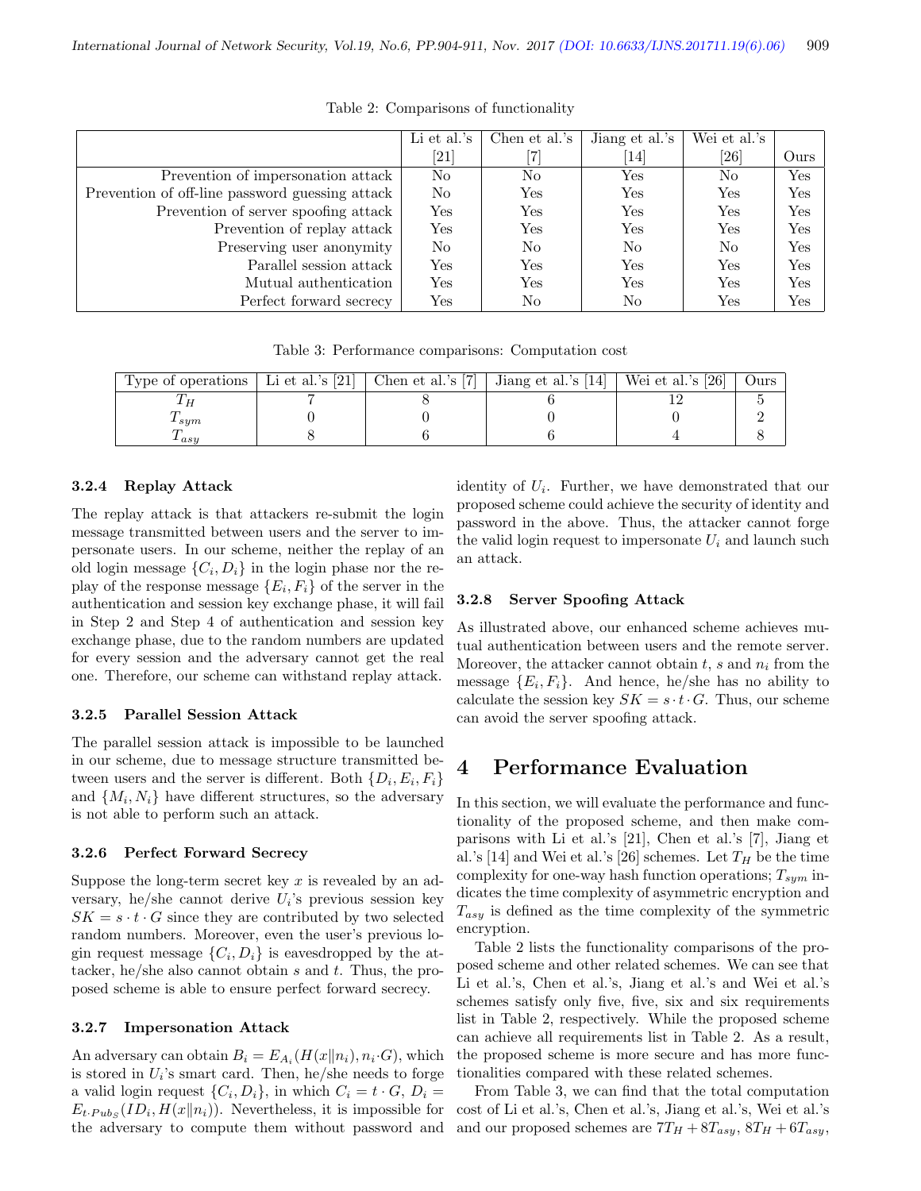Table 2: Comparisons of functionality

| | Li et al.'s [21] | Chen et al.'s [7] | Jiang et al.'s [14] | Wei et al.'s [26] | Ours |
|---|---|---|---|---|---|
| Prevention of impersonation attack | No | No | Yes | No | Yes |
| Prevention of off-line password guessing attack | No | Yes | Yes | Yes | Yes |
| Prevention of server spoofing attack | Yes | Yes | Yes | Yes | Yes |
| Prevention of replay attack | Yes | Yes | Yes | Yes | Yes |
| Preserving user anonymity | No | No | No | No | Yes |
| Parallel session attack | Yes | Yes | Yes | Yes | Yes |
| Mutual authentication | Yes | Yes | Yes | Yes | Yes |
| Perfect forward secrecy | Yes | No | No | Yes | Yes |

Table 3: Performance comparisons: Computation cost

| Type of operations | Li et al.'s [21] | Chen et al.'s [7] | Jiang et al.'s [14] | Wei et al.'s [26] | Ours |
|---|---|---|---|---|---|
| $T_H$ | 7 | 8 | 6 | 12 | 5 |
| $T_{sym}$ | 0 | 0 | 0 | 0 | 2 |
| $T_{asy}$ | 8 | 6 | 6 | 4 | 8 |

### 3.2.4 Replay Attack

The replay attack is that attackers re-submit the login message transmitted between users and the server to impersonate users. In our scheme, neither the replay of an old login message $\{C_i, D_i\}$ in the login phase nor the replay of the response message $\{E_i, F_i\}$ of the server in the authentication and session key exchange phase, it will fail in Step 2 and Step 4 of authentication and session key exchange phase, due to the random numbers are updated for every session and the adversary cannot get the real one. Therefore, our scheme can withstand replay attack.

### 3.2.5 Parallel Session Attack

The parallel session attack is impossible to be launched in our scheme, due to message structure transmitted between users and the server is different. Both $\{D_i, E_i, F_i\}$ and $\{M_i, N_i\}$ have different structures, so the adversary is not able to perform such an attack.

### 3.2.6 Perfect Forward Secrecy

Suppose the long-term secret key $x$ is revealed by an adversary, he/she cannot derive $U_i$'s previous session key $SK = s \cdot t \cdot G$ since they are contributed by two selected random numbers. Moreover, even the user's previous login request message $\{C_i, D_i\}$ is eavesdropped by the attacker, he/she also cannot obtain $s$ and $t$. Thus, the proposed scheme is able to ensure perfect forward secrecy.

### 3.2.7 Impersonation Attack

An adversary can obtain $B_i = E_{A_i}(H(x\|n_i), n_i \cdot G)$, which is stored in $U_i$'s smart card. Then, he/she needs to forge a valid login request $\{C_i, D_i\}$, in which $C_i = t \cdot G$, $D_i = E_{t \cdot Pub_S}(ID_i, H(x\|n_i))$. Nevertheless, it is impossible for the adversary to compute them without password and identity of $U_i$. Further, we have demonstrated that our proposed scheme could achieve the security of identity and password in the above. Thus, the attacker cannot forge the valid login request to impersonate $U_i$ and launch such an attack.

### 3.2.8 Server Spoofing Attack

As illustrated above, our enhanced scheme achieves mutual authentication between users and the remote server. Moreover, the attacker cannot obtain $t$, $s$ and $n_i$ from the message $\{E_i, F_i\}$. And hence, he/she has no ability to calculate the session key $SK = s \cdot t \cdot G$. Thus, our scheme can avoid the server spoofing attack.

# 4 Performance Evaluation

In this section, we will evaluate the performance and functionality of the proposed scheme, and then make comparisons with Li et al.'s [21], Chen et al.'s [7], Jiang et al.'s [14] and Wei et al.'s [26] schemes. Let $T_H$ be the time complexity for one-way hash function operations; $T_{sym}$ indicates the time complexity of asymmetric encryption and $T_{asy}$ is defined as the time complexity of the symmetric encryption.

Table 2 lists the functionality comparisons of the proposed scheme and other related schemes. We can see that Li et al.'s, Chen et al.'s, Jiang et al.'s and Wei et al.'s schemes satisfy only five, five, six and six requirements list in Table 2, respectively. While the proposed scheme can achieve all requirements list in Table 2. As a result, the proposed scheme is more secure and has more functionalities compared with these related schemes.

From Table 3, we can find that the total computation cost of Li et al.'s, Chen et al.'s, Jiang et al.'s, Wei et al.'s and our proposed schemes are $7T_H + 8T_{asy}$, $8T_H + 6T_{asy}$,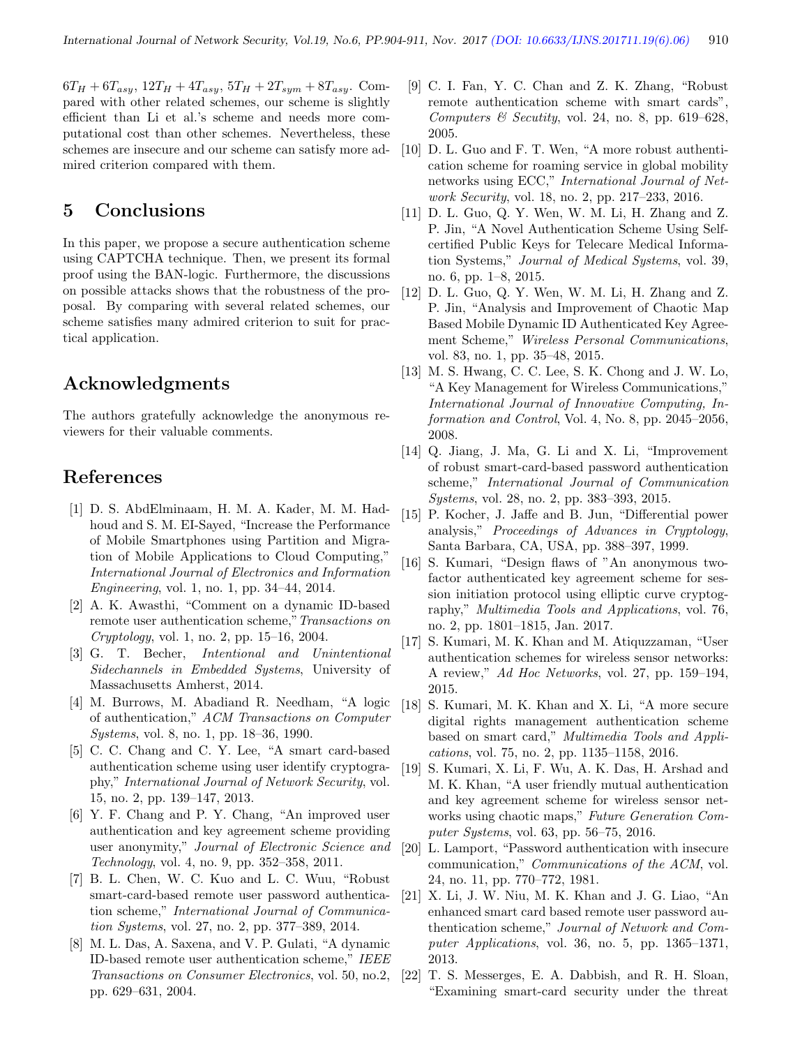$6T_H + 6T_{asy}$, $12T_H + 4T_{asy}$, $5T_H + 2T_{sym} + 8T_{asy}$. Compared with other related schemes, our scheme is slightly efficient than Li et al.'s scheme and needs more computational cost than other schemes. Nevertheless, these schemes are insecure and our scheme can satisfy more admired criterion compared with them.

## 5 Conclusions

In this paper, we propose a secure authentication scheme using CAPTCHA technique. Then, we present its formal proof using the BAN-logic. Furthermore, the discussions on possible attacks shows that the robustness of the proposal. By comparing with several related schemes, our scheme satisfies many admired criterion to suit for practical application.

## Acknowledgments

The authors gratefully acknowledge the anonymous reviewers for their valuable comments.

## References

[1] D. S. AbdElminaam, H. M. A. Kader, M. M. Hadhoud and S. M. EI-Sayed, "Increase the Performance of Mobile Smartphones using Partition and Migration of Mobile Applications to Cloud Computing," *International Journal of Electronics and Information Engineering*, vol. 1, no. 1, pp. 34–44, 2014.

[2] A. K. Awasthi, "Comment on a dynamic ID-based remote user authentication scheme," *Transactions on Cryptology*, vol. 1, no. 2, pp. 15–16, 2004.

[3] G. T. Becher, *Intentional and Unintentional Sidechannels in Embedded Systems*, University of Massachusetts Amherst, 2014.

[4] M. Burrows, M. Abadiand R. Needham, "A logic of authentication," *ACM Transactions on Computer Systems*, vol. 8, no. 1, pp. 18–36, 1990.

[5] C. C. Chang and C. Y. Lee, "A smart card-based authentication scheme using user identify cryptography," *International Journal of Network Security*, vol. 15, no. 2, pp. 139–147, 2013.

[6] Y. F. Chang and P. Y. Chang, "An improved user authentication and key agreement scheme providing user anonymity," *Journal of Electronic Science and Technology*, vol. 4, no. 9, pp. 352–358, 2011.

[7] B. L. Chen, W. C. Kuo and L. C. Wuu, "Robust smart-card-based remote user password authentication scheme," *International Journal of Communication Systems*, vol. 27, no. 2, pp. 377–389, 2014.

[8] M. L. Das, A. Saxena, and V. P. Gulati, "A dynamic ID-based remote user authentication scheme," *IEEE Transactions on Consumer Electronics*, vol. 50, no.2, pp. 629–631, 2004.

[9] C. I. Fan, Y. C. Chan and Z. K. Zhang, "Robust remote authentication scheme with smart cards", *Computers & Secutity*, vol. 24, no. 8, pp. 619–628, 2005.

[10] D. L. Guo and F. T. Wen, "A more robust authentication scheme for roaming service in global mobility networks using ECC," *International Journal of Network Security*, vol. 18, no. 2, pp. 217–233, 2016.

[11] D. L. Guo, Q. Y. Wen, W. M. Li, H. Zhang and Z. P. Jin, "A Novel Authentication Scheme Using Self-certified Public Keys for Telecare Medical Information Systems," *Journal of Medical Systems*, vol. 39, no. 6, pp. 1–8, 2015.

[12] D. L. Guo, Q. Y. Wen, W. M. Li, H. Zhang and Z. P. Jin, "Analysis and Improvement of Chaotic Map Based Mobile Dynamic ID Authenticated Key Agreement Scheme," *Wireless Personal Communications*, vol. 83, no. 1, pp. 35–48, 2015.

[13] M. S. Hwang, C. C. Lee, S. K. Chong and J. W. Lo, "A Key Management for Wireless Communications," *International Journal of Innovative Computing, Information and Control*, Vol. 4, No. 8, pp. 2045–2056, 2008.

[14] Q. Jiang, J. Ma, G. Li and X. Li, "Improvement of robust smart-card-based password authentication scheme," *International Journal of Communication Systems*, vol. 28, no. 2, pp. 383–393, 2015.

[15] P. Kocher, J. Jaffe and B. Jun, "Differential power analysis," *Proceedings of Advances in Cryptology*, Santa Barbara, CA, USA, pp. 388–397, 1999.

[16] S. Kumari, "Design flaws of "An anonymous two-factor authenticated key agreement scheme for session initiation protocol using elliptic curve cryptography," *Multimedia Tools and Applications*, vol. 76, no. 2, pp. 1801–1815, Jan. 2017.

[17] S. Kumari, M. K. Khan and M. Atiquzzaman, "User authentication schemes for wireless sensor networks: A review," *Ad Hoc Networks*, vol. 27, pp. 159–194, 2015.

[18] S. Kumari, M. K. Khan and X. Li, "A more secure digital rights management authentication scheme based on smart card," *Multimedia Tools and Applications*, vol. 75, no. 2, pp. 1135–1158, 2016.

[19] S. Kumari, X. Li, F. Wu, A. K. Das, H. Arshad and M. K. Khan, "A user friendly mutual authentication and key agreement scheme for wireless sensor networks using chaotic maps," *Future Generation Computer Systems*, vol. 63, pp. 56–75, 2016.

[20] L. Lamport, "Password authentication with insecure communication," *Communications of the ACM*, vol. 24, no. 11, pp. 770–772, 1981.

[21] X. Li, J. W. Niu, M. K. Khan and J. G. Liao, "An enhanced smart card based remote user password authentication scheme," *Journal of Network and Computer Applications*, vol. 36, no. 5, pp. 1365–1371, 2013.

[22] T. S. Messerges, E. A. Dabbish, and R. H. Sloan, "Examining smart-card security under the threat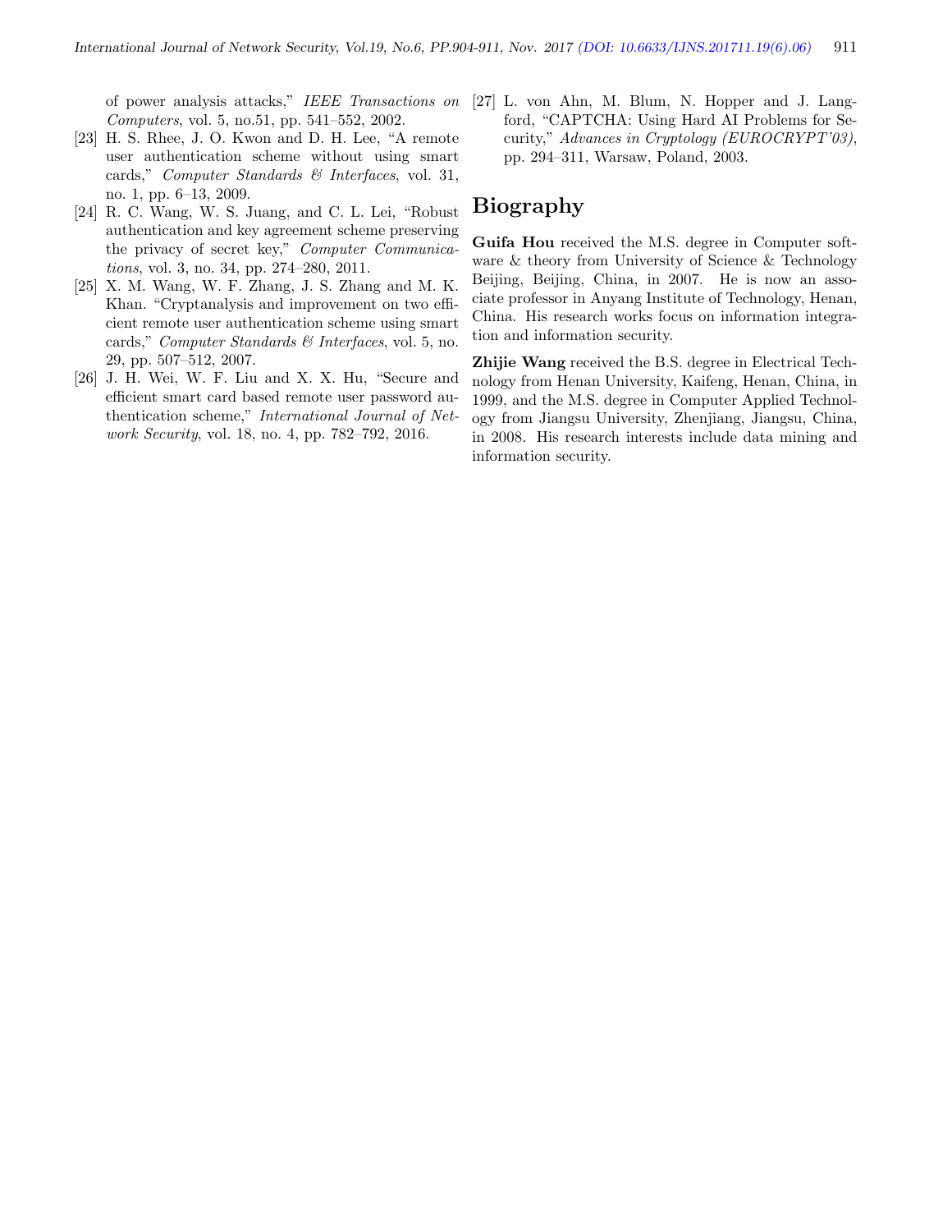of power analysis attacks," *IEEE Transactions on Computers*, vol. 5, no.51, pp. 541–552, 2002.

[23] H. S. Rhee, J. O. Kwon and D. H. Lee, "A remote user authentication scheme without using smart cards," *Computer Standards & Interfaces*, vol. 31, no. 1, pp. 6–13, 2009.

[24] R. C. Wang, W. S. Juang, and C. L. Lei, "Robust authentication and key agreement scheme preserving the privacy of secret key," *Computer Communications*, vol. 3, no. 34, pp. 274–280, 2011.

[25] X. M. Wang, W. F. Zhang, J. S. Zhang and M. K. Khan. "Cryptanalysis and improvement on two efficient remote user authentication scheme using smart cards," *Computer Standards & Interfaces*, vol. 5, no. 29, pp. 507–512, 2007.

[26] J. H. Wei, W. F. Liu and X. X. Hu, "Secure and efficient smart card based remote user password authentication scheme," *International Journal of Network Security*, vol. 18, no. 4, pp. 782–792, 2016.

[27] L. von Ahn, M. Blum, N. Hopper and J. Langford, "CAPTCHA: Using Hard AI Problems for Security," *Advances in Cryptology (EUROCRYPT'03)*, pp. 294–311, Warsaw, Poland, 2003.

# Biography

**Guifa Hou** received the M.S. degree in Computer software & theory from University of Science & Technology Beijing, Beijing, China, in 2007. He is now an associate professor in Anyang Institute of Technology, Henan, China. His research works focus on information integration and information security.

**Zhijie Wang** received the B.S. degree in Electrical Technology from Henan University, Kaifeng, Henan, China, in 1999, and the M.S. degree in Computer Applied Technology from Jiangsu University, Zhenjiang, Jiangsu, China, in 2008. His research interests include data mining and information security.